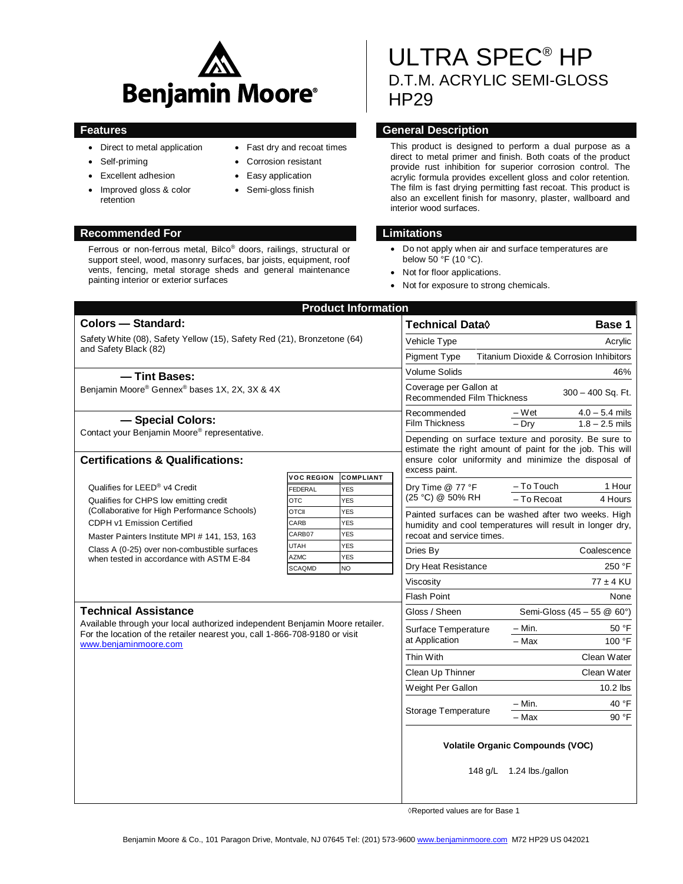# ULTRA SPEC® HP

## D.T.M. ACRYLIC SEMI-GLOSS HP29

Benjamin Moore®

## Features

- Direct to metal application
- Self-priming
- Excellent adhesion
- Improved gloss & color retention
- Fast dry and recoat times
- Corrosion resistant
- Easy application
- Semi-gloss finish

## General Description

This product is designed to perform a dual purpose as a direct to metal primer and finish. Both coats of the product provide rust inhibition for superior corrosion control. The acrylic formula provides excellent gloss and color retention. The film is fast drying permitting fast recoat. This product is also an excellent finish for masonry, plaster, wallboard and interior wood surfaces.

## Recommended For

Ferrous or non-ferrous metal, Bilco® doors, railings, structural or support steel, wood, masonry surfaces, bar joists, equipment, roof vents, fencing, metal storage sheds and general maintenance painting interior or exterior surfaces

## Limitations

- Do not apply when air and surface temperatures are below 50 °F (10 °C).
- Not for floor applications.
- Not for exposure to strong chemicals.

## Product Information

### Colors — Standard:

Safety White (08), Safety Yellow (15), Safety Red (21), Bronzetone (64) and Safety Black (82)

### — Tint Bases:

Benjamin Moore® Gennex® bases 1X, 2X, 3X & 4X

### — Special Colors:

Contact your Benjamin Moore® representative.

### Certifications & Qualifications:

- Qualifies for LEED® v4 Credit
- Qualifies for CHPS low emitting credit (Collaborative for High Performance Schools)
- CDPH v1 Emission Certified
- Master Painters Institute MPI # 141, 153, 163
- Class A (0-25) over non-combustible surfaces when tested in accordance with ASTM E-84

| VOC REGION | COMPLIANT |
|---|---|
| FEDERAL | YES |
| OTC | YES |
| OTCII | YES |
| CARB | YES |
| CARB07 | YES |
| UTAH | YES |
| AZMC | YES |
| SCAQMD | NO |

### Technical Assistance

Available through your local authorized independent Benjamin Moore retailer. For the location of the retailer nearest you, call 1-866-708-9180 or visit www.benjaminmoore.com

### Technical Data◊

| Technical Data◊ | | Base 1 |
|---|---|---|
| Vehicle Type | | Acrylic |
| Pigment Type | | Titanium Dioxide & Corrosion Inhibitors |
| Volume Solids | | 46% |
| Coverage per Gallon at Recommended Film Thickness | | 300 – 400 Sq. Ft. |
| Recommended Film Thickness | – Wet | 4.0 – 5.4 mils |
| | – Dry | 1.8 – 2.5 mils |

Depending on surface texture and porosity. Be sure to estimate the right amount of paint for the job. This will ensure color uniformity and minimize the disposal of excess paint.

| | | |
|---|---|---|
| Dry Time @ 77 °F (25 °C) @ 50% RH | – To Touch | 1 Hour |
| | – To Recoat | 4 Hours |

Painted surfaces can be washed after two weeks. High humidity and cool temperatures will result in longer dry, recoat and service times.

| | | |
|---|---|---|
| Dries By | | Coalescence |
| Dry Heat Resistance | | 250 °F |
| Viscosity | | 77 ± 4 KU |
| Flash Point | | None |
| Gloss / Sheen | | Semi-Gloss (45 – 55 @ 60°) |
| Surface Temperature at Application | – Min. | 50 °F |
| | – Max | 100 °F |
| Thin With | | Clean Water |
| Clean Up Thinner | | Clean Water |
| Weight Per Gallon | | 10.2 lbs |
| Storage Temperature | – Min. | 40 °F |
| | – Max | 90 °F |

**Volatile Organic Compounds (VOC)**

148 g/L 1.24 lbs./gallon

◊Reported values are for Base 1

Benjamin Moore & Co., 101 Paragon Drive, Montvale, NJ 07645 Tel: (201) 573-9600 www.benjaminmoore.com M72 HP29 US 042021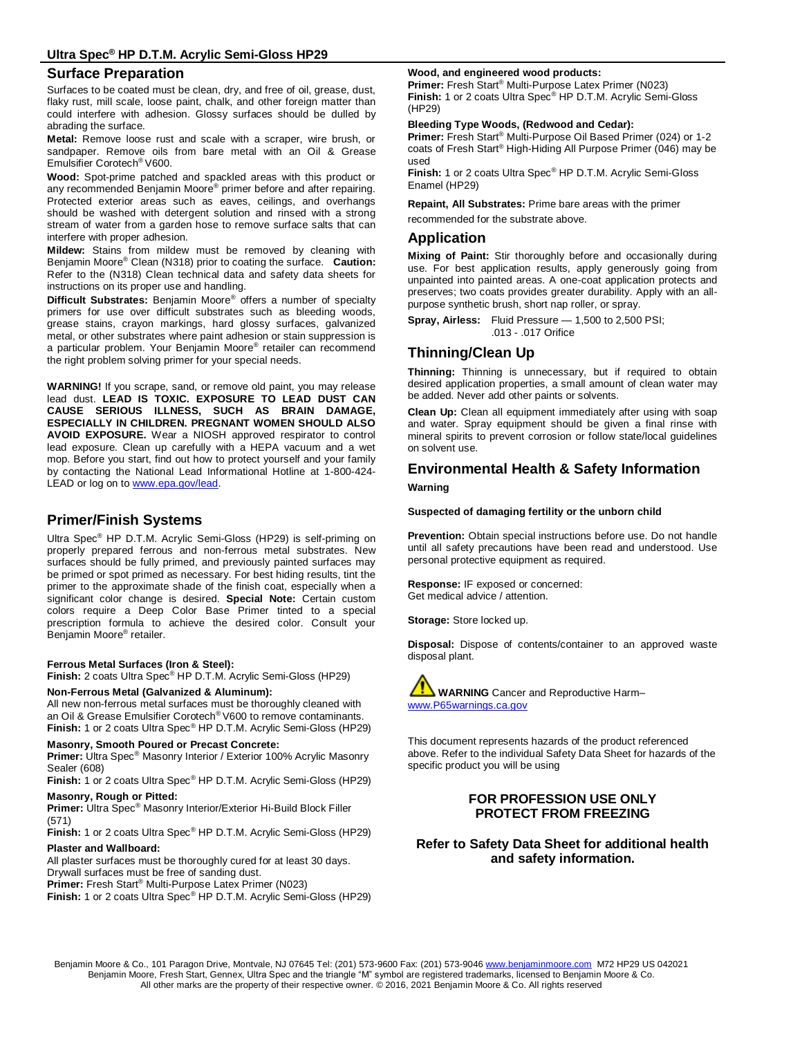## Surface Preparation

Surfaces to be coated must be clean, dry, and free of oil, grease, dust, flaky rust, mill scale, loose paint, chalk, and other foreign matter than could interfere with adhesion. Glossy surfaces should be dulled by abrading the surface.

**Metal:** Remove loose rust and scale with a scraper, wire brush, or sandpaper. Remove oils from bare metal with an Oil & Grease Emulsifier Corotech® V600.

**Wood:** Spot-prime patched and spackled areas with this product or any recommended Benjamin Moore® primer before and after repairing. Protected exterior areas such as eaves, ceilings, and overhangs should be washed with detergent solution and rinsed with a strong stream of water from a garden hose to remove surface salts that can interfere with proper adhesion.

**Mildew:** Stains from mildew must be removed by cleaning with Benjamin Moore® Clean (N318) prior to coating the surface. **Caution:** Refer to the (N318) Clean technical data and safety data sheets for instructions on its proper use and handling.

**Difficult Substrates:** Benjamin Moore® offers a number of specialty primers for use over difficult substrates such as bleeding woods, grease stains, crayon markings, hard glossy surfaces, galvanized metal, or other substrates where paint adhesion or stain suppression is a particular problem. Your Benjamin Moore® retailer can recommend the right problem solving primer for your special needs.

**WARNING!** If you scrape, sand, or remove old paint, you may release lead dust. **LEAD IS TOXIC. EXPOSURE TO LEAD DUST CAN CAUSE SERIOUS ILLNESS, SUCH AS BRAIN DAMAGE, ESPECIALLY IN CHILDREN. PREGNANT WOMEN SHOULD ALSO AVOID EXPOSURE.** Wear a NIOSH approved respirator to control lead exposure. Clean up carefully with a HEPA vacuum and a wet mop. Before you start, find out how to protect yourself and your family by contacting the National Lead Informational Hotline at 1-800-424-LEAD or log on to www.epa.gov/lead.

## Primer/Finish Systems

Ultra Spec® HP D.T.M. Acrylic Semi-Gloss (HP29) is self-priming on properly prepared ferrous and non-ferrous metal substrates. New surfaces should be fully primed, and previously painted surfaces may be primed or spot primed as necessary. For best hiding results, tint the primer to the approximate shade of the finish coat, especially when a significant color change is desired. **Special Note:** Certain custom colors require a Deep Color Base Primer tinted to a special prescription formula to achieve the desired color. Consult your Benjamin Moore® retailer.

**Ferrous Metal Surfaces (Iron & Steel):**
**Finish:** 2 coats Ultra Spec® HP D.T.M. Acrylic Semi-Gloss (HP29)

**Non-Ferrous Metal (Galvanized & Aluminum):**
All new non-ferrous metal surfaces must be thoroughly cleaned with an Oil & Grease Emulsifier Corotech® V600 to remove contaminants.
**Finish:** 1 or 2 coats Ultra Spec® HP D.T.M. Acrylic Semi-Gloss (HP29)

**Masonry, Smooth Poured or Precast Concrete:**
**Primer:** Ultra Spec® Masonry Interior / Exterior 100% Acrylic Masonry Sealer (608)
**Finish:** 1 or 2 coats Ultra Spec® HP D.T.M. Acrylic Semi-Gloss (HP29)

**Masonry, Rough or Pitted:**
**Primer:** Ultra Spec® Masonry Interior/Exterior Hi-Build Block Filler (571)
**Finish:** 1 or 2 coats Ultra Spec® HP D.T.M. Acrylic Semi-Gloss (HP29)

**Plaster and Wallboard:**
All plaster surfaces must be thoroughly cured for at least 30 days. Drywall surfaces must be free of sanding dust.
**Primer:** Fresh Start® Multi-Purpose Latex Primer (N023)
**Finish:** 1 or 2 coats Ultra Spec® HP D.T.M. Acrylic Semi-Gloss (HP29)

**Wood, and engineered wood products:**
**Primer:** Fresh Start® Multi-Purpose Latex Primer (N023)
**Finish:** 1 or 2 coats Ultra Spec® HP D.T.M. Acrylic Semi-Gloss (HP29)

**Bleeding Type Woods, (Redwood and Cedar):**
**Primer:** Fresh Start® Multi-Purpose Oil Based Primer (024) or 1-2 coats of Fresh Start® High-Hiding All Purpose Primer (046) may be used
**Finish:** 1 or 2 coats Ultra Spec® HP D.T.M. Acrylic Semi-Gloss Enamel (HP29)

**Repaint, All Substrates:** Prime bare areas with the primer recommended for the substrate above.

## Application

**Mixing of Paint:** Stir thoroughly before and occasionally during use. For best application results, apply generously going from unpainted into painted areas. A one-coat application protects and preserves; two coats provides greater durability. Apply with an all-purpose synthetic brush, short nap roller, or spray.

**Spray, Airless:** Fluid Pressure — 1,500 to 2,500 PSI; .013 - .017 Orifice

## Thinning/Clean Up

**Thinning:** Thinning is unnecessary, but if required to obtain desired application properties, a small amount of clean water may be added. Never add other paints or solvents.

**Clean Up:** Clean all equipment immediately after using with soap and water. Spray equipment should be given a final rinse with mineral spirits to prevent corrosion or follow state/local guidelines on solvent use.

## Environmental Health & Safety Information

**Warning**

**Suspected of damaging fertility or the unborn child**

**Prevention:** Obtain special instructions before use. Do not handle until all safety precautions have been read and understood. Use personal protective equipment as required.

**Response:** IF exposed or concerned:
Get medical advice / attention.

**Storage:** Store locked up.

**Disposal:** Dispose of contents/container to an approved waste disposal plant.

**WARNING** Cancer and Reproductive Harm– www.P65warnings.ca.gov

This document represents hazards of the product referenced above. Refer to the individual Safety Data Sheet for hazards of the specific product you will be using

**FOR PROFESSION USE ONLY**
**PROTECT FROM FREEZING**

**Refer to Safety Data Sheet for additional health and safety information.**

Benjamin Moore & Co., 101 Paragon Drive, Montvale, NJ 07645 Tel: (201) 573-9600 Fax: (201) 573-9046 www.benjaminmoore.com M72 HP29 US 042021
Benjamin Moore, Fresh Start, Gennex, Ultra Spec and the triangle "M" symbol are registered trademarks, licensed to Benjamin Moore & Co.
All other marks are the property of their respective owner. © 2016, 2021 Benjamin Moore & Co. All rights reserved